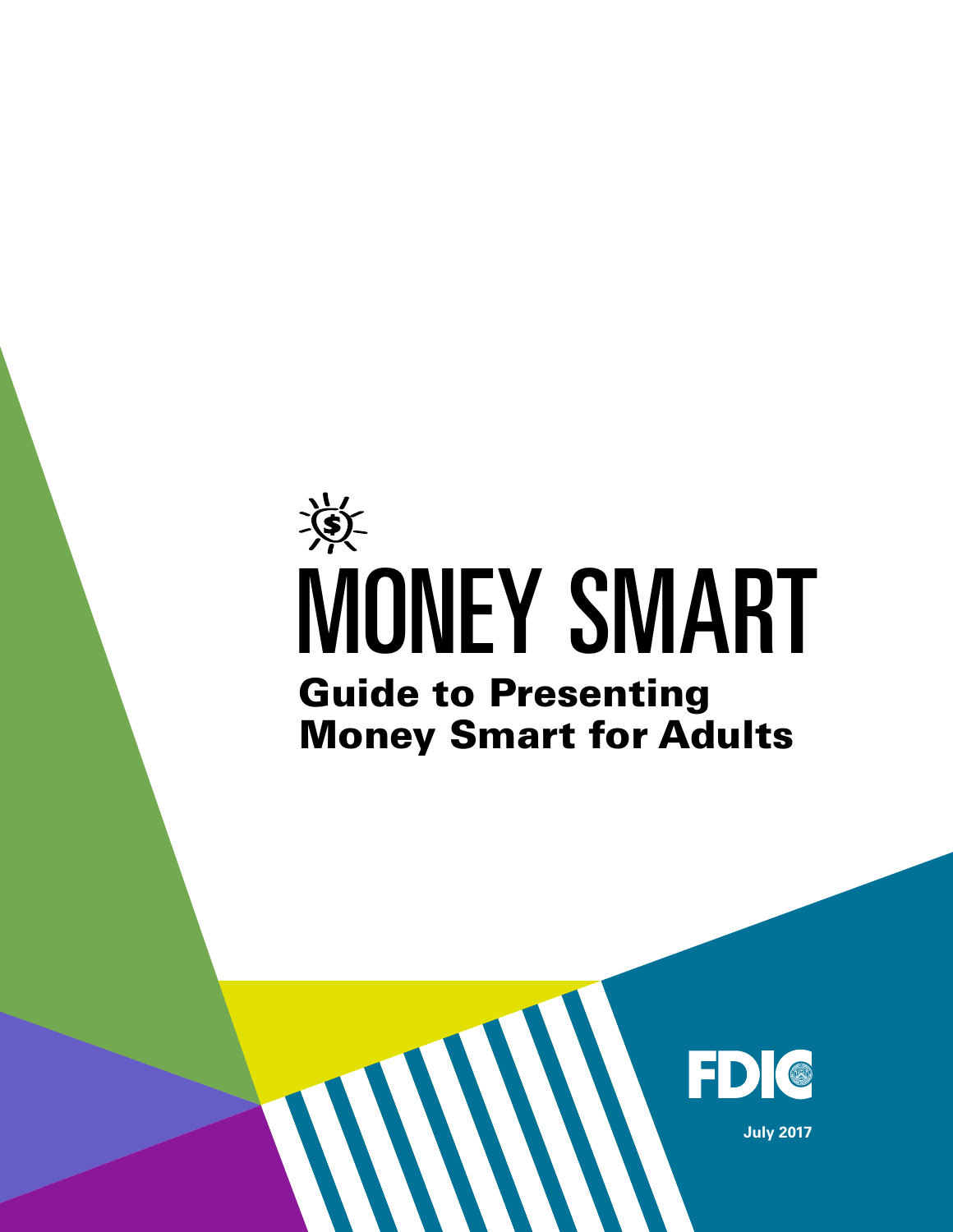# MONEY SMART

## Guide to Presenting Money Smart for Adults

FDIC

July 2017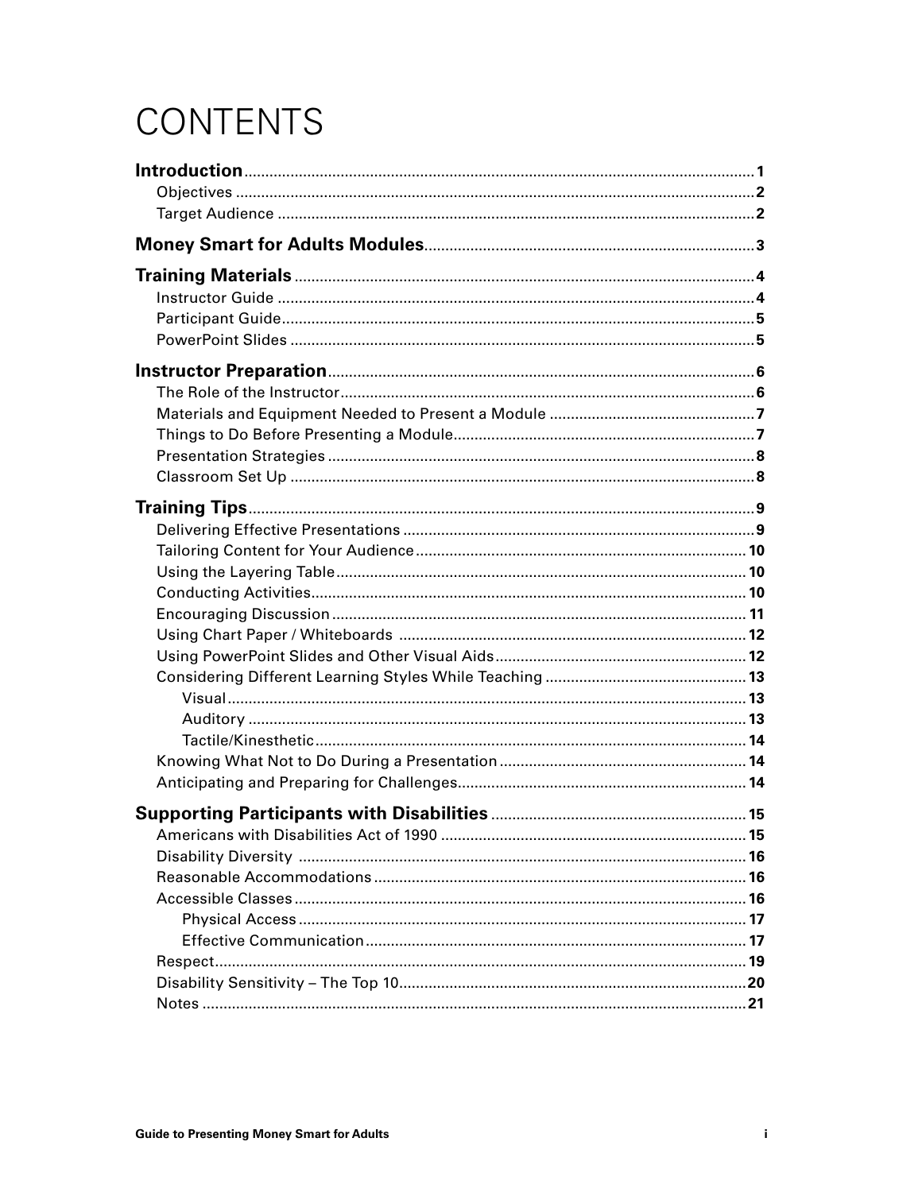# CONTENTS

**Introduction** ........ 1
- Objectives ........ 2
- Target Audience ........ 2

**Money Smart for Adults Modules** ........ 3

**Training Materials** ........ 4
- Instructor Guide ........ 4
- Participant Guide ........ 5
- PowerPoint Slides ........ 5

**Instructor Preparation** ........ 6
- The Role of the Instructor ........ 6
- Materials and Equipment Needed to Present a Module ........ 7
- Things to Do Before Presenting a Module ........ 7
- Presentation Strategies ........ 8
- Classroom Set Up ........ 8

**Training Tips** ........ 9
- Delivering Effective Presentations ........ 9
- Tailoring Content for Your Audience ........ 10
- Using the Layering Table ........ 10
- Conducting Activities ........ 10
- Encouraging Discussion ........ 11
- Using Chart Paper / Whiteboards ........ 12
- Using PowerPoint Slides and Other Visual Aids ........ 12
- Considering Different Learning Styles While Teaching ........ 13
  - Visual ........ 13
  - Auditory ........ 13
  - Tactile/Kinesthetic ........ 14
- Knowing What Not to Do During a Presentation ........ 14
- Anticipating and Preparing for Challenges ........ 14

**Supporting Participants with Disabilities** ........ 15
- Americans with Disabilities Act of 1990 ........ 15
- Disability Diversity ........ 16
- Reasonable Accommodations ........ 16
- Accessible Classes ........ 16
  - Physical Access ........ 17
  - Effective Communication ........ 17
- Respect ........ 19
- Disability Sensitivity – The Top 10 ........ 20
- Notes ........ 21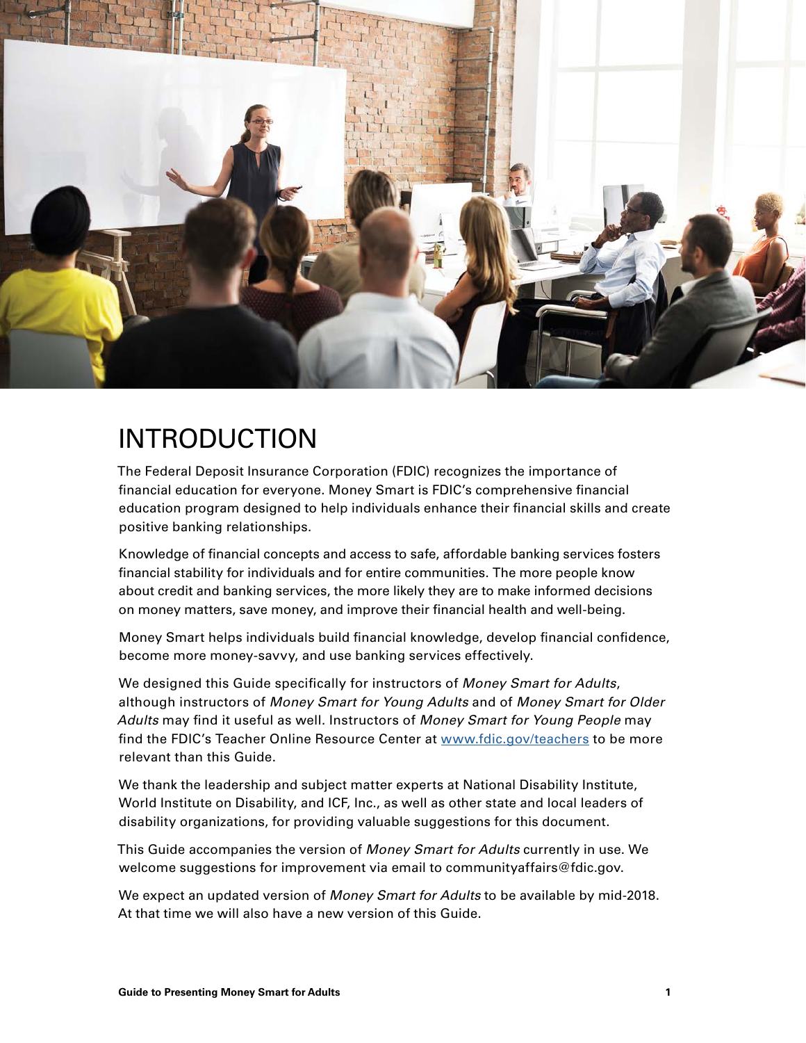# INTRODUCTION

The Federal Deposit Insurance Corporation (FDIC) recognizes the importance of financial education for everyone. Money Smart is FDIC's comprehensive financial education program designed to help individuals enhance their financial skills and create positive banking relationships.

Knowledge of financial concepts and access to safe, affordable banking services fosters financial stability for individuals and for entire communities. The more people know about credit and banking services, the more likely they are to make informed decisions on money matters, save money, and improve their financial health and well-being.

Money Smart helps individuals build financial knowledge, develop financial confidence, become more money-savvy, and use banking services effectively.

We designed this Guide specifically for instructors of *Money Smart for Adults*, although instructors of *Money Smart for Young Adults* and of *Money Smart for Older Adults* may find it useful as well. Instructors of *Money Smart for Young People* may find the FDIC's Teacher Online Resource Center at www.fdic.gov/teachers to be more relevant than this Guide.

We thank the leadership and subject matter experts at National Disability Institute, World Institute on Disability, and ICF, Inc., as well as other state and local leaders of disability organizations, for providing valuable suggestions for this document.

This Guide accompanies the version of *Money Smart for Adults* currently in use. We welcome suggestions for improvement via email to communityaffairs@fdic.gov.

We expect an updated version of *Money Smart for Adults* to be available by mid-2018. At that time we will also have a new version of this Guide.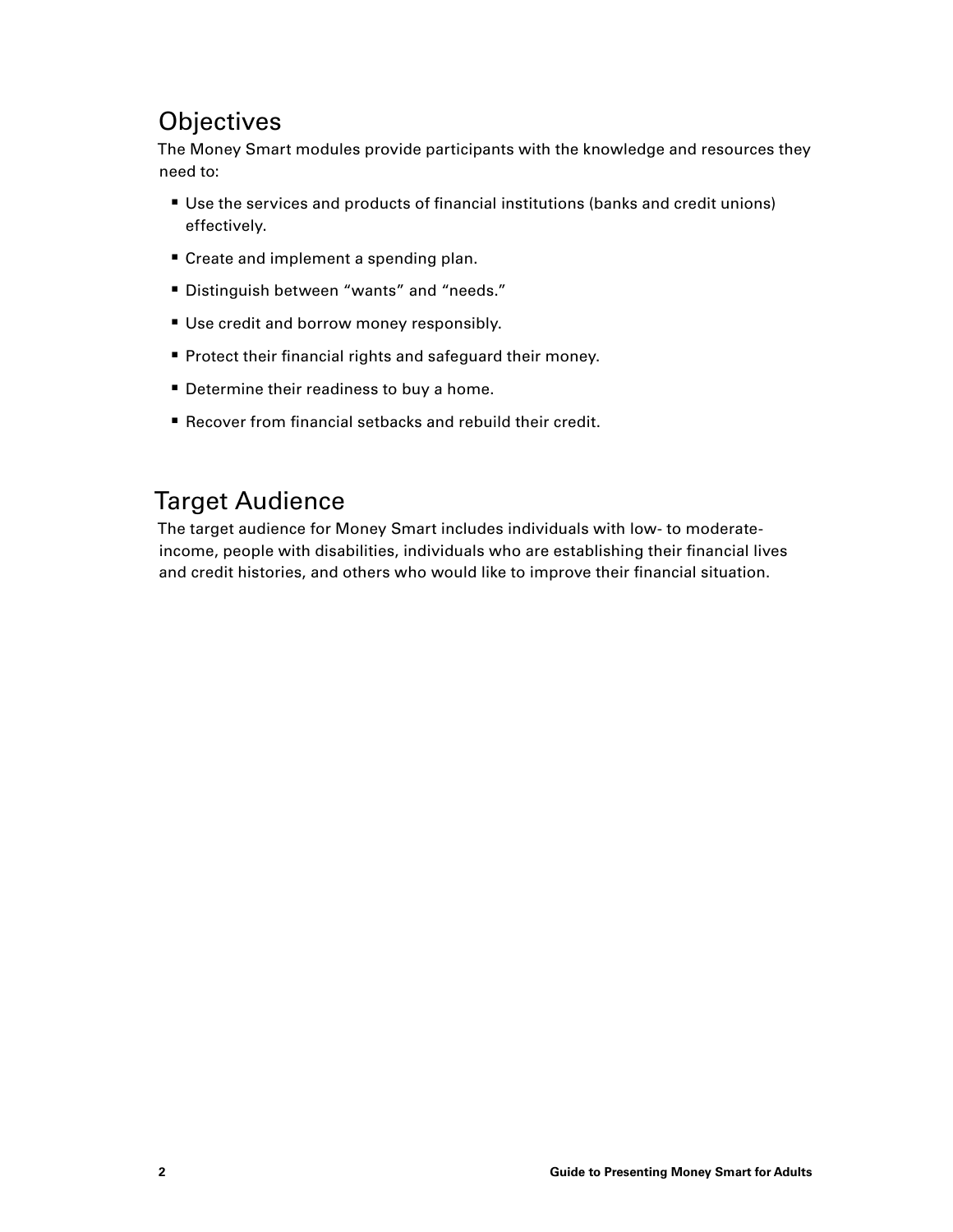## Objectives

The Money Smart modules provide participants with the knowledge and resources they need to:

- Use the services and products of financial institutions (banks and credit unions) effectively.
- Create and implement a spending plan.
- Distinguish between "wants" and "needs."
- Use credit and borrow money responsibly.
- Protect their financial rights and safeguard their money.
- Determine their readiness to buy a home.
- Recover from financial setbacks and rebuild their credit.

## Target Audience

The target audience for Money Smart includes individuals with low- to moderate-income, people with disabilities, individuals who are establishing their financial lives and credit histories, and others who would like to improve their financial situation.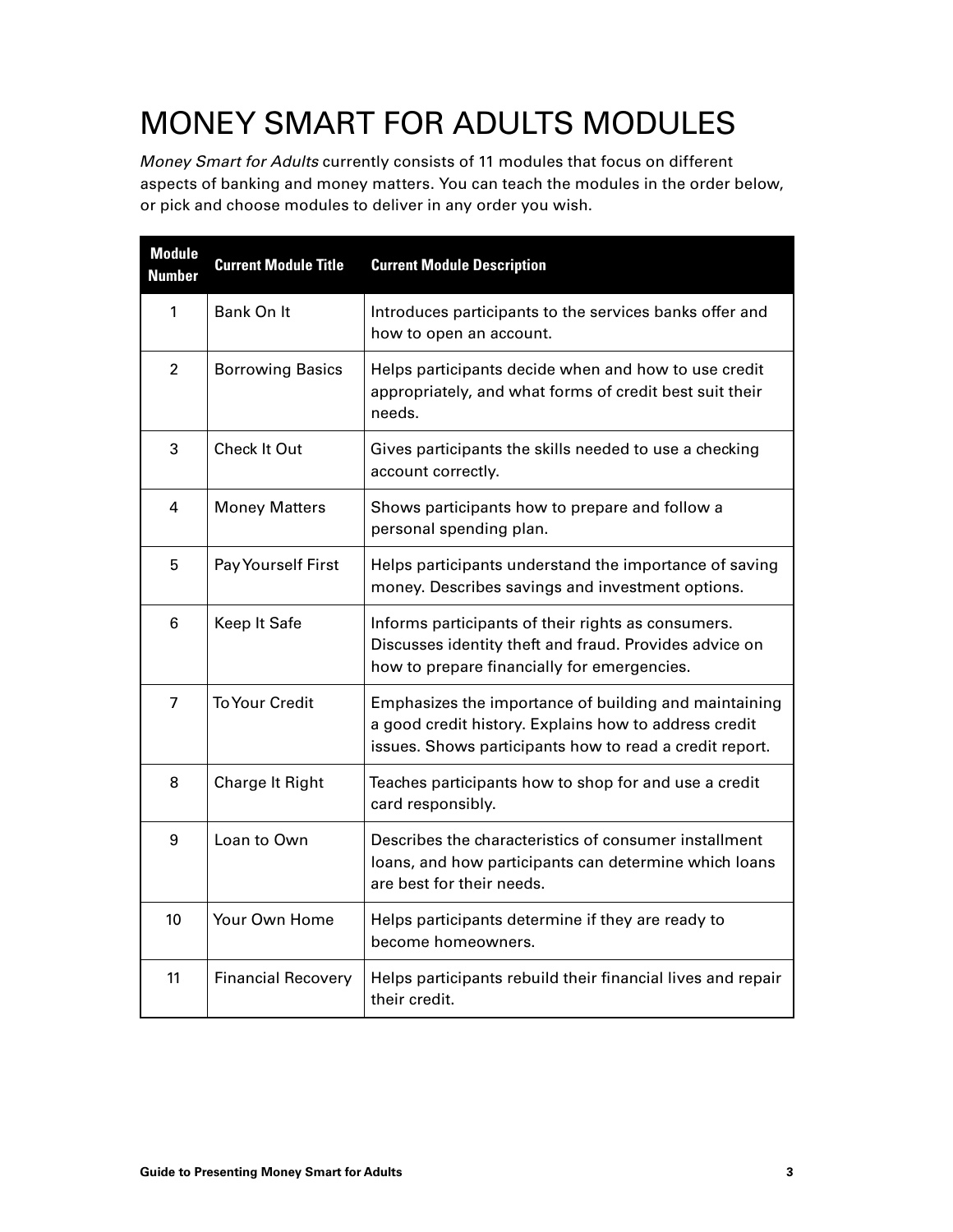# MONEY SMART FOR ADULTS MODULES

*Money Smart for Adults* currently consists of 11 modules that focus on different aspects of banking and money matters. You can teach the modules in the order below, or pick and choose modules to deliver in any order you wish.

| Module Number | Current Module Title | Current Module Description |
|---|---|---|
| 1 | Bank On It | Introduces participants to the services banks offer and how to open an account. |
| 2 | Borrowing Basics | Helps participants decide when and how to use credit appropriately, and what forms of credit best suit their needs. |
| 3 | Check It Out | Gives participants the skills needed to use a checking account correctly. |
| 4 | Money Matters | Shows participants how to prepare and follow a personal spending plan. |
| 5 | Pay Yourself First | Helps participants understand the importance of saving money. Describes savings and investment options. |
| 6 | Keep It Safe | Informs participants of their rights as consumers. Discusses identity theft and fraud. Provides advice on how to prepare financially for emergencies. |
| 7 | To Your Credit | Emphasizes the importance of building and maintaining a good credit history. Explains how to address credit issues. Shows participants how to read a credit report. |
| 8 | Charge It Right | Teaches participants how to shop for and use a credit card responsibly. |
| 9 | Loan to Own | Describes the characteristics of consumer installment loans, and how participants can determine which loans are best for their needs. |
| 10 | Your Own Home | Helps participants determine if they are ready to become homeowners. |
| 11 | Financial Recovery | Helps participants rebuild their financial lives and repair their credit. |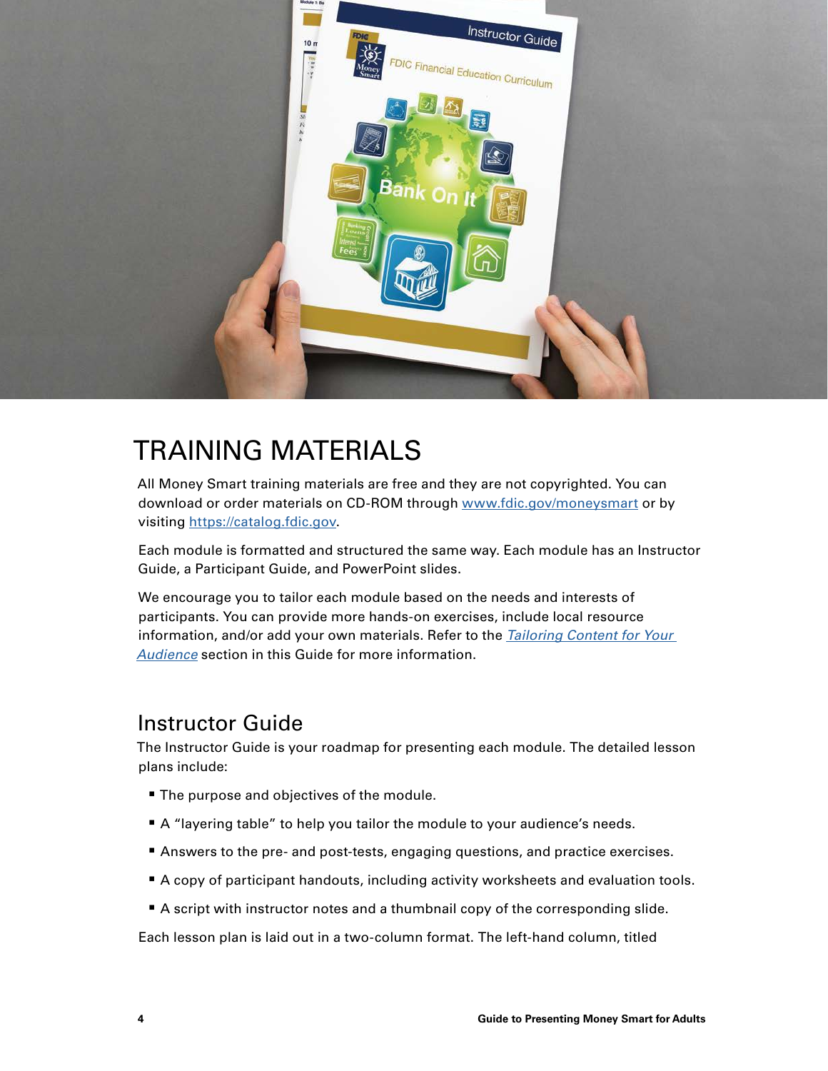# TRAINING MATERIALS

All Money Smart training materials are free and they are not copyrighted. You can download or order materials on CD-ROM through [www.fdic.gov/moneysmart](www.fdic.gov/moneysmart) or by visiting [https://catalog.fdic.gov](https://catalog.fdic.gov).

Each module is formatted and structured the same way. Each module has an Instructor Guide, a Participant Guide, and PowerPoint slides.

We encourage you to tailor each module based on the needs and interests of participants. You can provide more hands-on exercises, include local resource information, and/or add your own materials. Refer to the *Tailoring Content for Your Audience* section in this Guide for more information.

## Instructor Guide

The Instructor Guide is your roadmap for presenting each module. The detailed lesson plans include:

- The purpose and objectives of the module.
- A "layering table" to help you tailor the module to your audience's needs.
- Answers to the pre- and post-tests, engaging questions, and practice exercises.
- A copy of participant handouts, including activity worksheets and evaluation tools.
- A script with instructor notes and a thumbnail copy of the corresponding slide.

Each lesson plan is laid out in a two-column format. The left-hand column, titled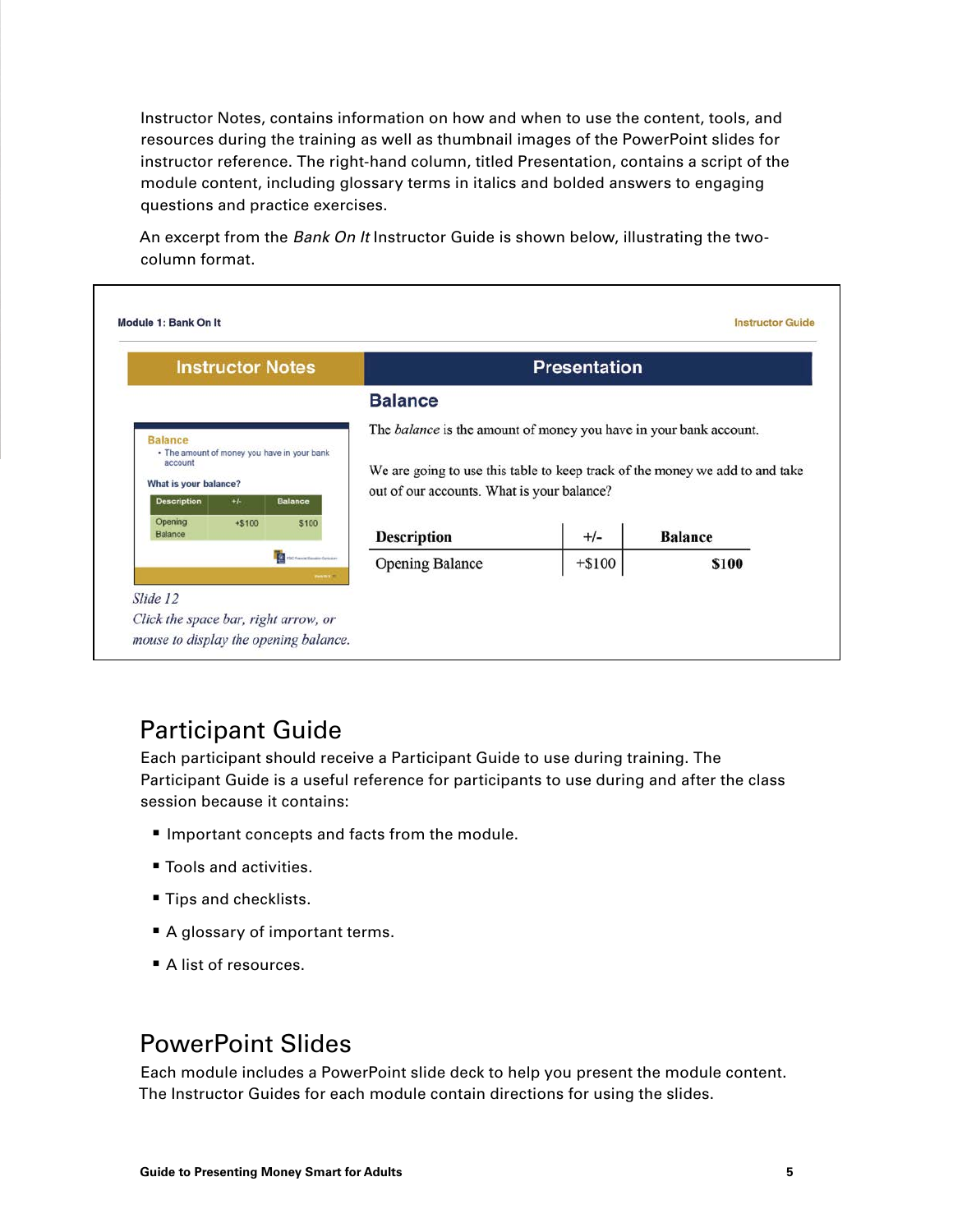Instructor Notes, contains information on how and when to use the content, tools, and resources during the training as well as thumbnail images of the PowerPoint slides for instructor reference. The right-hand column, titled Presentation, contains a script of the module content, including glossary terms in italics and bolded answers to engaging questions and practice exercises.

An excerpt from the *Bank On It* Instructor Guide is shown below, illustrating the two-column format.

**Module 1: Bank On It** — **Instructor Guide**

| Instructor Notes | Presentation |
| --- | --- |
| *Slide 12*<br>*Click the space bar, right arrow, or mouse to display the opening balance.* | **Balance**<br>The *balance* is the amount of money you have in your bank account.<br><br>We are going to use this table to keep track of the money we add to and take out of our accounts. What is your balance? |

| Description | +/- | Balance |
| --- | --- | --- |
| Opening Balance | +$100 | **$100** |

## Participant Guide

Each participant should receive a Participant Guide to use during training. The Participant Guide is a useful reference for participants to use during and after the class session because it contains:

- Important concepts and facts from the module.
- Tools and activities.
- Tips and checklists.
- A glossary of important terms.
- A list of resources.

## PowerPoint Slides

Each module includes a PowerPoint slide deck to help you present the module content. The Instructor Guides for each module contain directions for using the slides.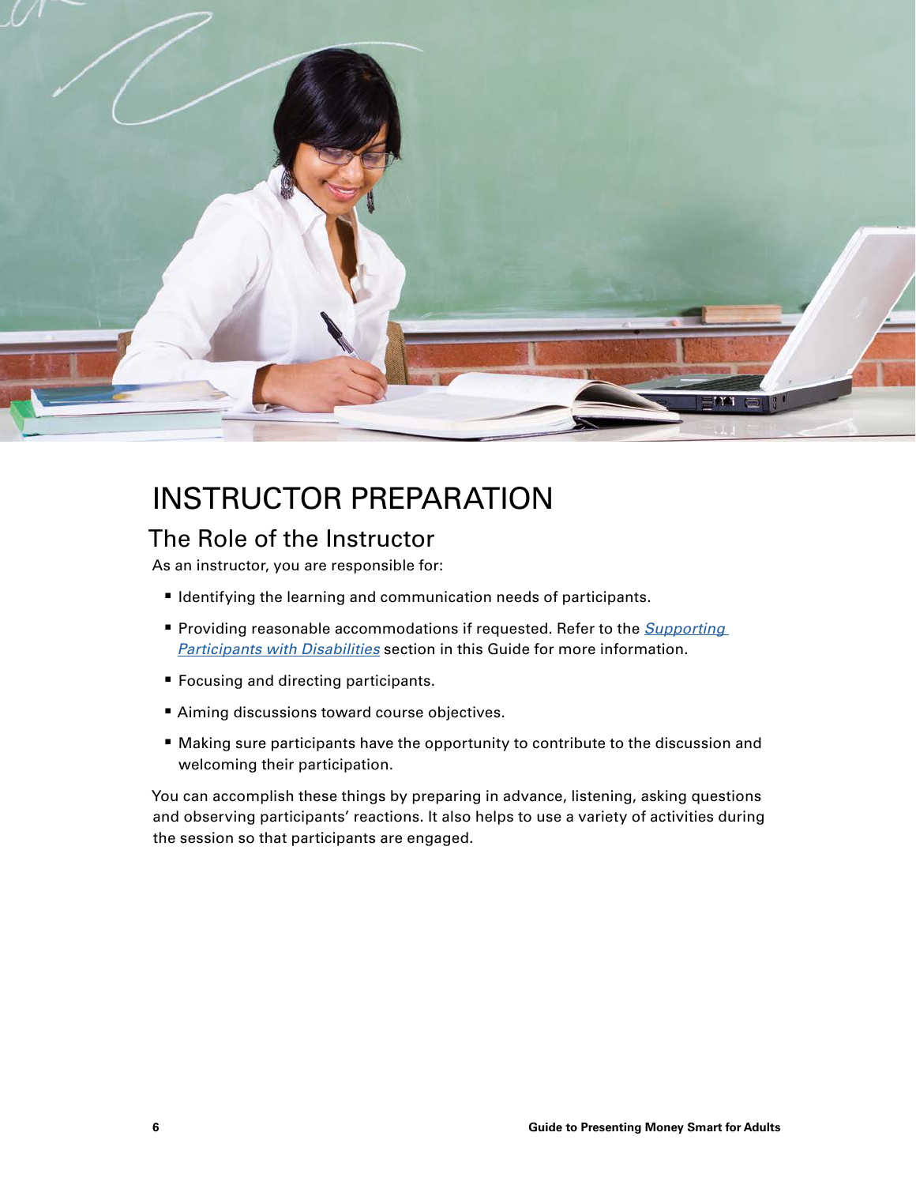# INSTRUCTOR PREPARATION

## The Role of the Instructor

As an instructor, you are responsible for:

- Identifying the learning and communication needs of participants.
- Providing reasonable accommodations if requested. Refer to the *Supporting Participants with Disabilities* section in this Guide for more information.
- Focusing and directing participants.
- Aiming discussions toward course objectives.
- Making sure participants have the opportunity to contribute to the discussion and welcoming their participation.

You can accomplish these things by preparing in advance, listening, asking questions and observing participants' reactions. It also helps to use a variety of activities during the session so that participants are engaged.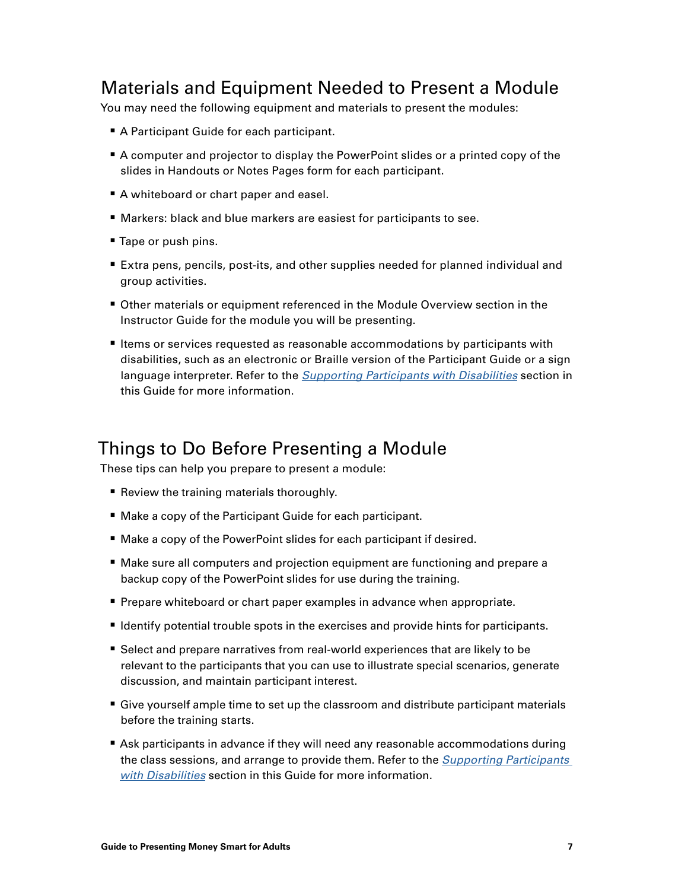## Materials and Equipment Needed to Present a Module

You may need the following equipment and materials to present the modules:

- A Participant Guide for each participant.
- A computer and projector to display the PowerPoint slides or a printed copy of the slides in Handouts or Notes Pages form for each participant.
- A whiteboard or chart paper and easel.
- Markers: black and blue markers are easiest for participants to see.
- Tape or push pins.
- Extra pens, pencils, post-its, and other supplies needed for planned individual and group activities.
- Other materials or equipment referenced in the Module Overview section in the Instructor Guide for the module you will be presenting.
- Items or services requested as reasonable accommodations by participants with disabilities, such as an electronic or Braille version of the Participant Guide or a sign language interpreter. Refer to the *Supporting Participants with Disabilities* section in this Guide for more information.

## Things to Do Before Presenting a Module

These tips can help you prepare to present a module:

- Review the training materials thoroughly.
- Make a copy of the Participant Guide for each participant.
- Make a copy of the PowerPoint slides for each participant if desired.
- Make sure all computers and projection equipment are functioning and prepare a backup copy of the PowerPoint slides for use during the training.
- Prepare whiteboard or chart paper examples in advance when appropriate.
- Identify potential trouble spots in the exercises and provide hints for participants.
- Select and prepare narratives from real-world experiences that are likely to be relevant to the participants that you can use to illustrate special scenarios, generate discussion, and maintain participant interest.
- Give yourself ample time to set up the classroom and distribute participant materials before the training starts.
- Ask participants in advance if they will need any reasonable accommodations during the class sessions, and arrange to provide them. Refer to the *Supporting Participants with Disabilities* section in this Guide for more information.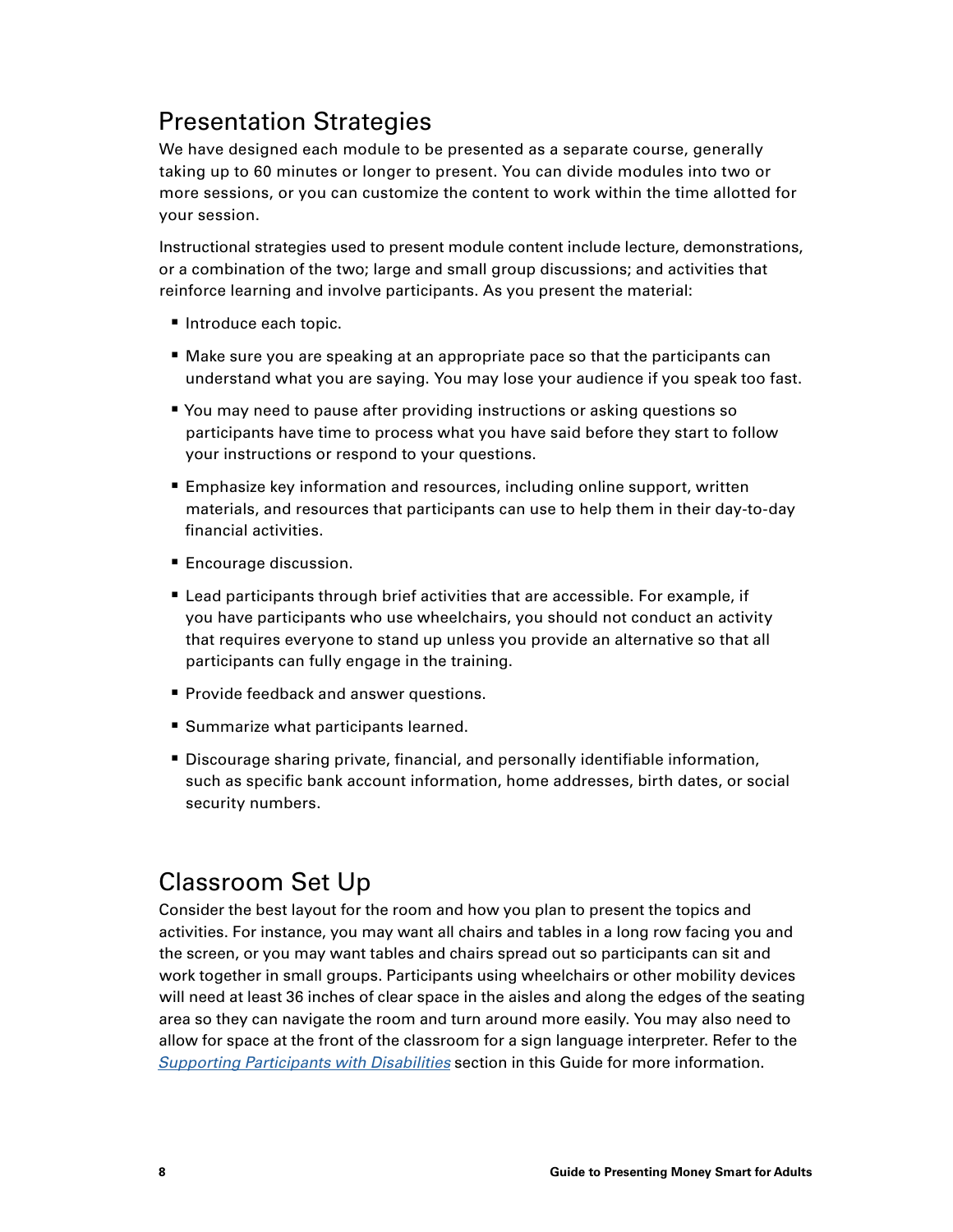## Presentation Strategies

We have designed each module to be presented as a separate course, generally taking up to 60 minutes or longer to present. You can divide modules into two or more sessions, or you can customize the content to work within the time allotted for your session.

Instructional strategies used to present module content include lecture, demonstrations, or a combination of the two; large and small group discussions; and activities that reinforce learning and involve participants. As you present the material:

- Introduce each topic.
- Make sure you are speaking at an appropriate pace so that the participants can understand what you are saying. You may lose your audience if you speak too fast.
- You may need to pause after providing instructions or asking questions so participants have time to process what you have said before they start to follow your instructions or respond to your questions.
- Emphasize key information and resources, including online support, written materials, and resources that participants can use to help them in their day-to-day financial activities.
- Encourage discussion.
- Lead participants through brief activities that are accessible. For example, if you have participants who use wheelchairs, you should not conduct an activity that requires everyone to stand up unless you provide an alternative so that all participants can fully engage in the training.
- Provide feedback and answer questions.
- Summarize what participants learned.
- Discourage sharing private, financial, and personally identifiable information, such as specific bank account information, home addresses, birth dates, or social security numbers.

## Classroom Set Up

Consider the best layout for the room and how you plan to present the topics and activities. For instance, you may want all chairs and tables in a long row facing you and the screen, or you may want tables and chairs spread out so participants can sit and work together in small groups. Participants using wheelchairs or other mobility devices will need at least 36 inches of clear space in the aisles and along the edges of the seating area so they can navigate the room and turn around more easily. You may also need to allow for space at the front of the classroom for a sign language interpreter. Refer to the *Supporting Participants with Disabilities* section in this Guide for more information.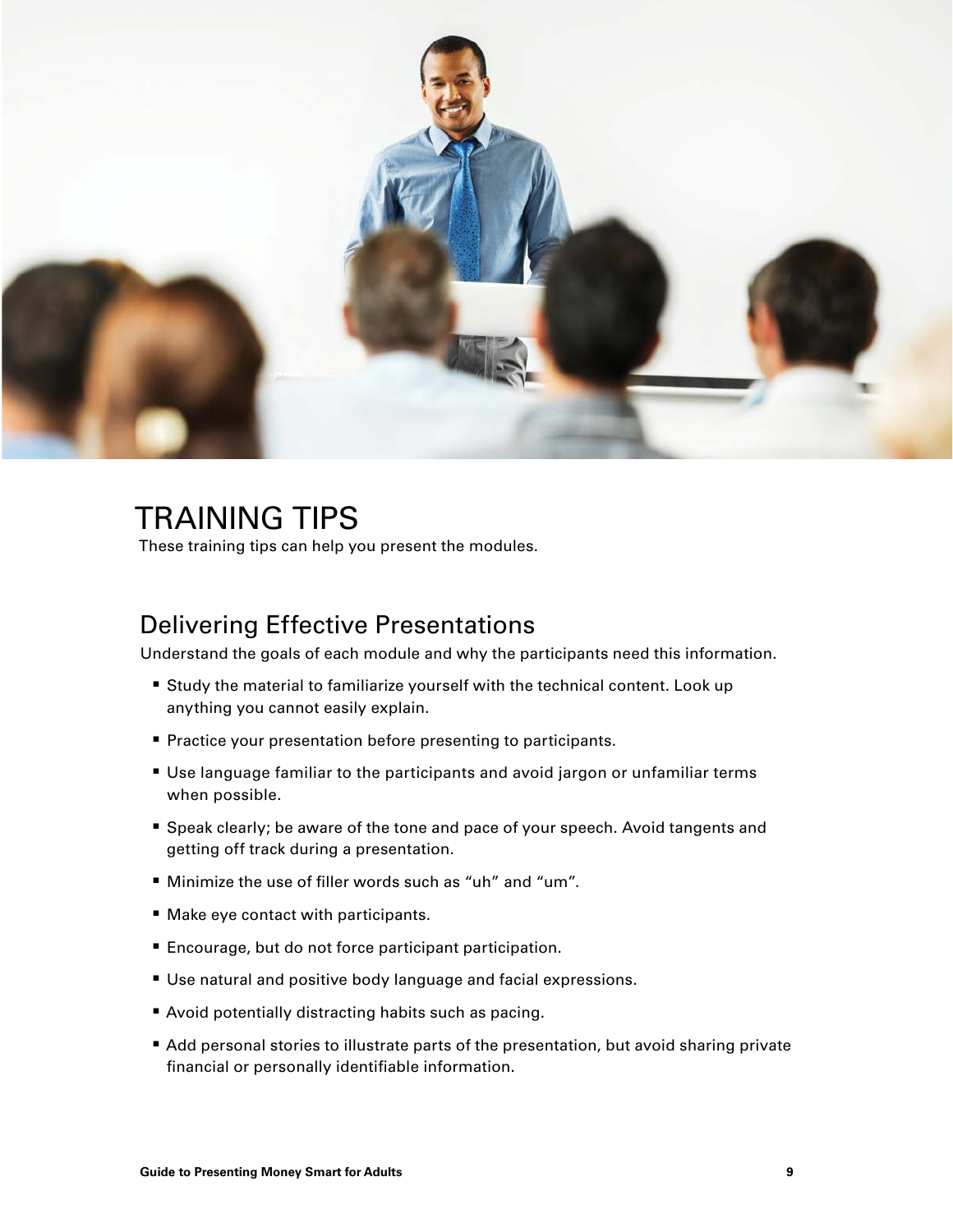# TRAINING TIPS

These training tips can help you present the modules.

## Delivering Effective Presentations

Understand the goals of each module and why the participants need this information.

- Study the material to familiarize yourself with the technical content. Look up anything you cannot easily explain.
- Practice your presentation before presenting to participants.
- Use language familiar to the participants and avoid jargon or unfamiliar terms when possible.
- Speak clearly; be aware of the tone and pace of your speech. Avoid tangents and getting off track during a presentation.
- Minimize the use of filler words such as “uh” and “um”.
- Make eye contact with participants.
- Encourage, but do not force participant participation.
- Use natural and positive body language and facial expressions.
- Avoid potentially distracting habits such as pacing.
- Add personal stories to illustrate parts of the presentation, but avoid sharing private financial or personally identifiable information.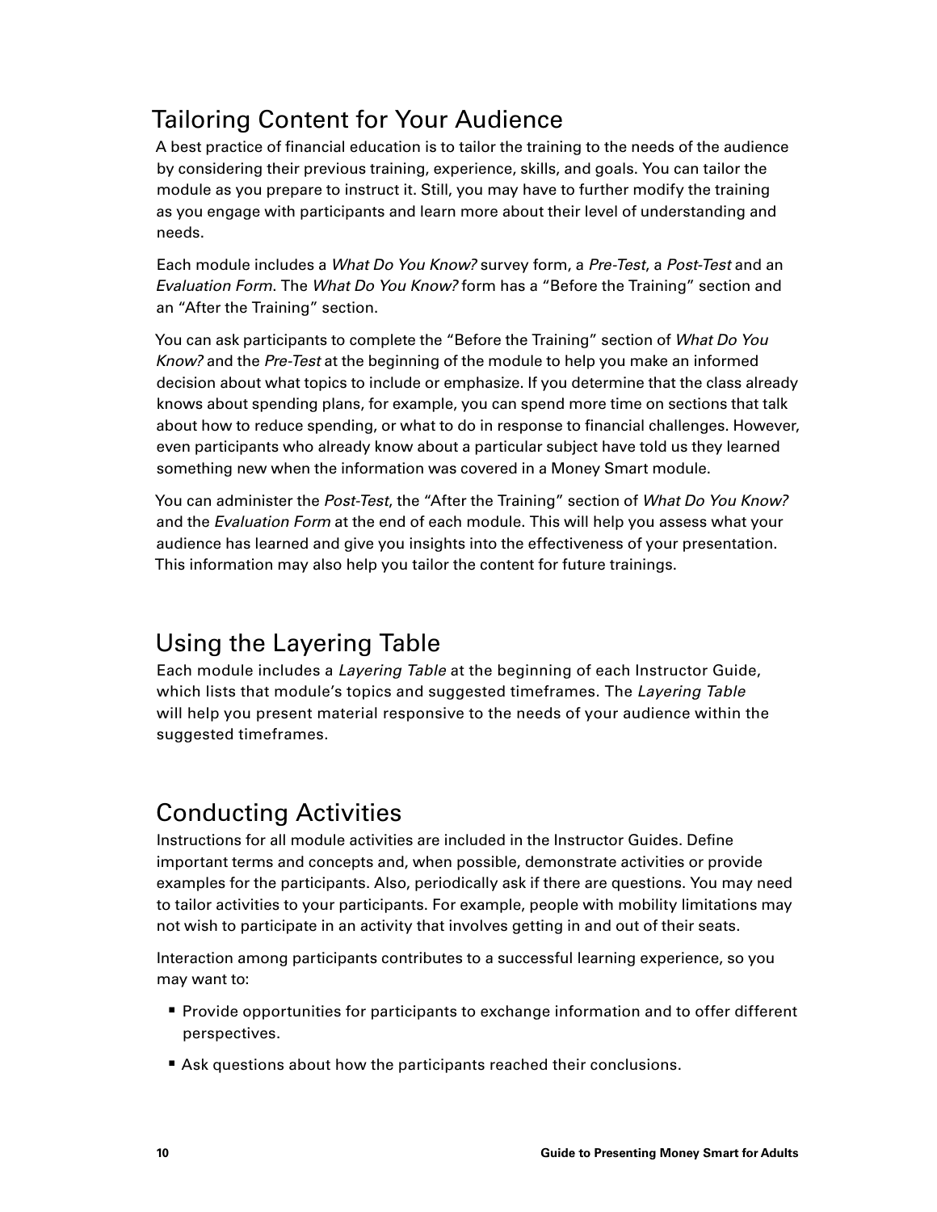## Tailoring Content for Your Audience

A best practice of financial education is to tailor the training to the needs of the audience by considering their previous training, experience, skills, and goals. You can tailor the module as you prepare to instruct it. Still, you may have to further modify the training as you engage with participants and learn more about their level of understanding and needs.

Each module includes a *What Do You Know?* survey form, a *Pre-Test*, a *Post-Test* and an *Evaluation Form*. The *What Do You Know?* form has a "Before the Training" section and an "After the Training" section.

You can ask participants to complete the "Before the Training" section of *What Do You Know?* and the *Pre-Test* at the beginning of the module to help you make an informed decision about what topics to include or emphasize. If you determine that the class already knows about spending plans, for example, you can spend more time on sections that talk about how to reduce spending, or what to do in response to financial challenges. However, even participants who already know about a particular subject have told us they learned something new when the information was covered in a Money Smart module.

You can administer the *Post-Test*, the "After the Training" section of *What Do You Know?* and the *Evaluation Form* at the end of each module. This will help you assess what your audience has learned and give you insights into the effectiveness of your presentation. This information may also help you tailor the content for future trainings.

## Using the Layering Table

Each module includes a *Layering Table* at the beginning of each Instructor Guide, which lists that module's topics and suggested timeframes. The *Layering Table* will help you present material responsive to the needs of your audience within the suggested timeframes.

## Conducting Activities

Instructions for all module activities are included in the Instructor Guides. Define important terms and concepts and, when possible, demonstrate activities or provide examples for the participants. Also, periodically ask if there are questions. You may need to tailor activities to your participants. For example, people with mobility limitations may not wish to participate in an activity that involves getting in and out of their seats.

Interaction among participants contributes to a successful learning experience, so you may want to:

- Provide opportunities for participants to exchange information and to offer different perspectives.
- Ask questions about how the participants reached their conclusions.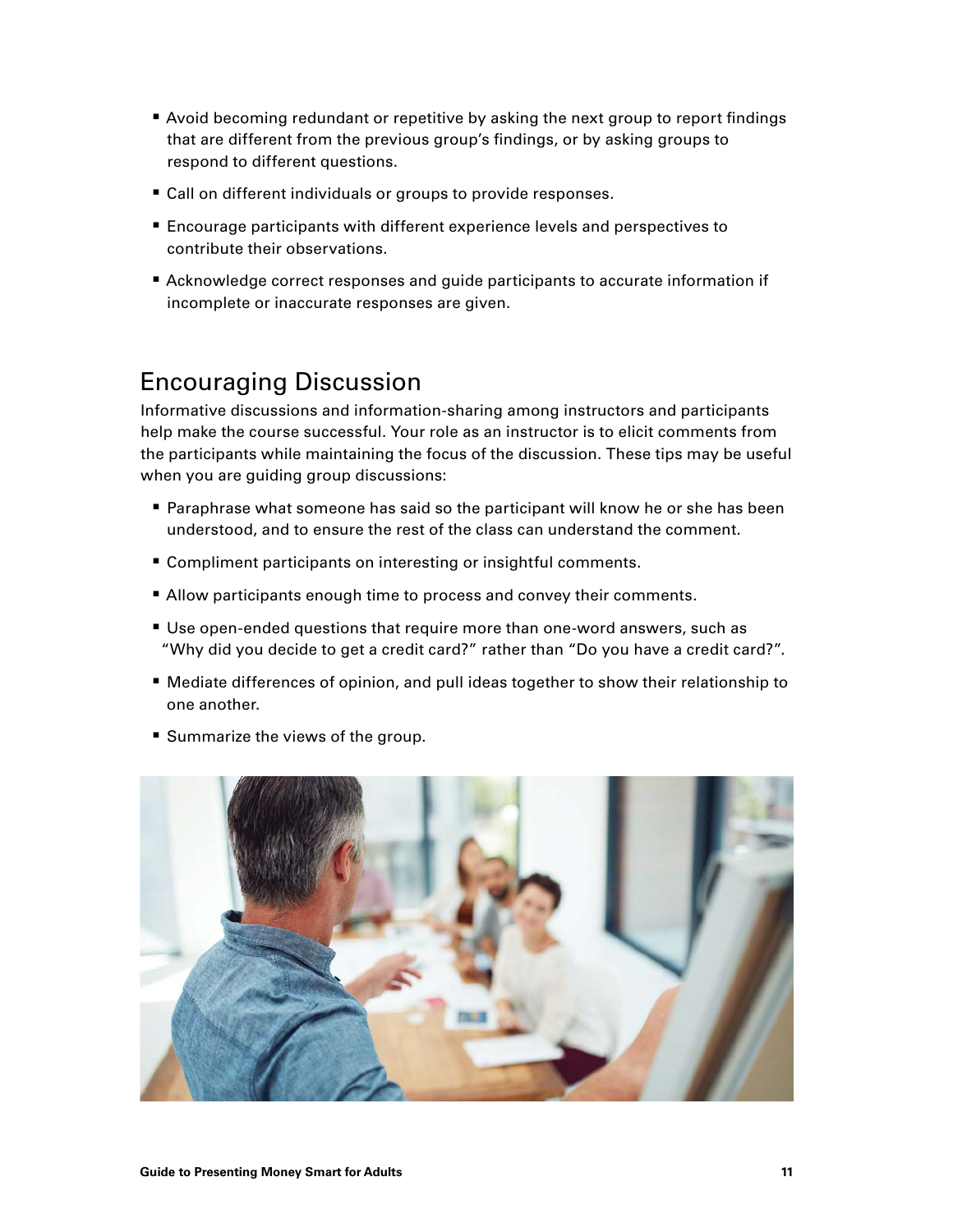- Avoid becoming redundant or repetitive by asking the next group to report findings that are different from the previous group's findings, or by asking groups to respond to different questions.
- Call on different individuals or groups to provide responses.
- Encourage participants with different experience levels and perspectives to contribute their observations.
- Acknowledge correct responses and guide participants to accurate information if incomplete or inaccurate responses are given.

## Encouraging Discussion

Informative discussions and information-sharing among instructors and participants help make the course successful. Your role as an instructor is to elicit comments from the participants while maintaining the focus of the discussion. These tips may be useful when you are guiding group discussions:

- Paraphrase what someone has said so the participant will know he or she has been understood, and to ensure the rest of the class can understand the comment.
- Compliment participants on interesting or insightful comments.
- Allow participants enough time to process and convey their comments.
- Use open-ended questions that require more than one-word answers, such as "Why did you decide to get a credit card?" rather than "Do you have a credit card?".
- Mediate differences of opinion, and pull ideas together to show their relationship to one another.
- Summarize the views of the group.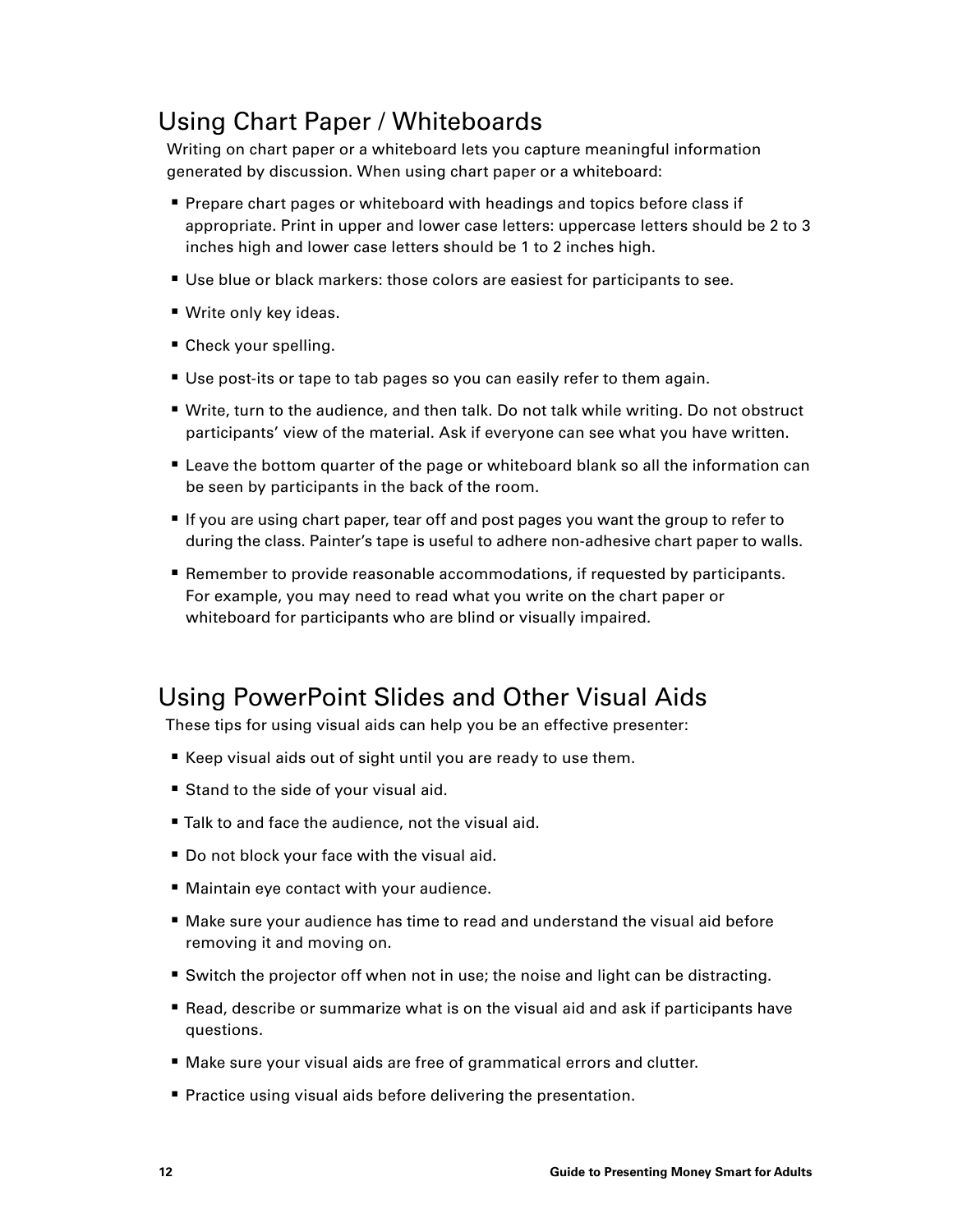## Using Chart Paper / Whiteboards

Writing on chart paper or a whiteboard lets you capture meaningful information generated by discussion. When using chart paper or a whiteboard:

- Prepare chart pages or whiteboard with headings and topics before class if appropriate. Print in upper and lower case letters: uppercase letters should be 2 to 3 inches high and lower case letters should be 1 to 2 inches high.
- Use blue or black markers: those colors are easiest for participants to see.
- Write only key ideas.
- Check your spelling.
- Use post-its or tape to tab pages so you can easily refer to them again.
- Write, turn to the audience, and then talk. Do not talk while writing. Do not obstruct participants' view of the material. Ask if everyone can see what you have written.
- Leave the bottom quarter of the page or whiteboard blank so all the information can be seen by participants in the back of the room.
- If you are using chart paper, tear off and post pages you want the group to refer to during the class. Painter's tape is useful to adhere non-adhesive chart paper to walls.
- Remember to provide reasonable accommodations, if requested by participants. For example, you may need to read what you write on the chart paper or whiteboard for participants who are blind or visually impaired.

## Using PowerPoint Slides and Other Visual Aids

These tips for using visual aids can help you be an effective presenter:

- Keep visual aids out of sight until you are ready to use them.
- Stand to the side of your visual aid.
- Talk to and face the audience, not the visual aid.
- Do not block your face with the visual aid.
- Maintain eye contact with your audience.
- Make sure your audience has time to read and understand the visual aid before removing it and moving on.
- Switch the projector off when not in use; the noise and light can be distracting.
- Read, describe or summarize what is on the visual aid and ask if participants have questions.
- Make sure your visual aids are free of grammatical errors and clutter.
- Practice using visual aids before delivering the presentation.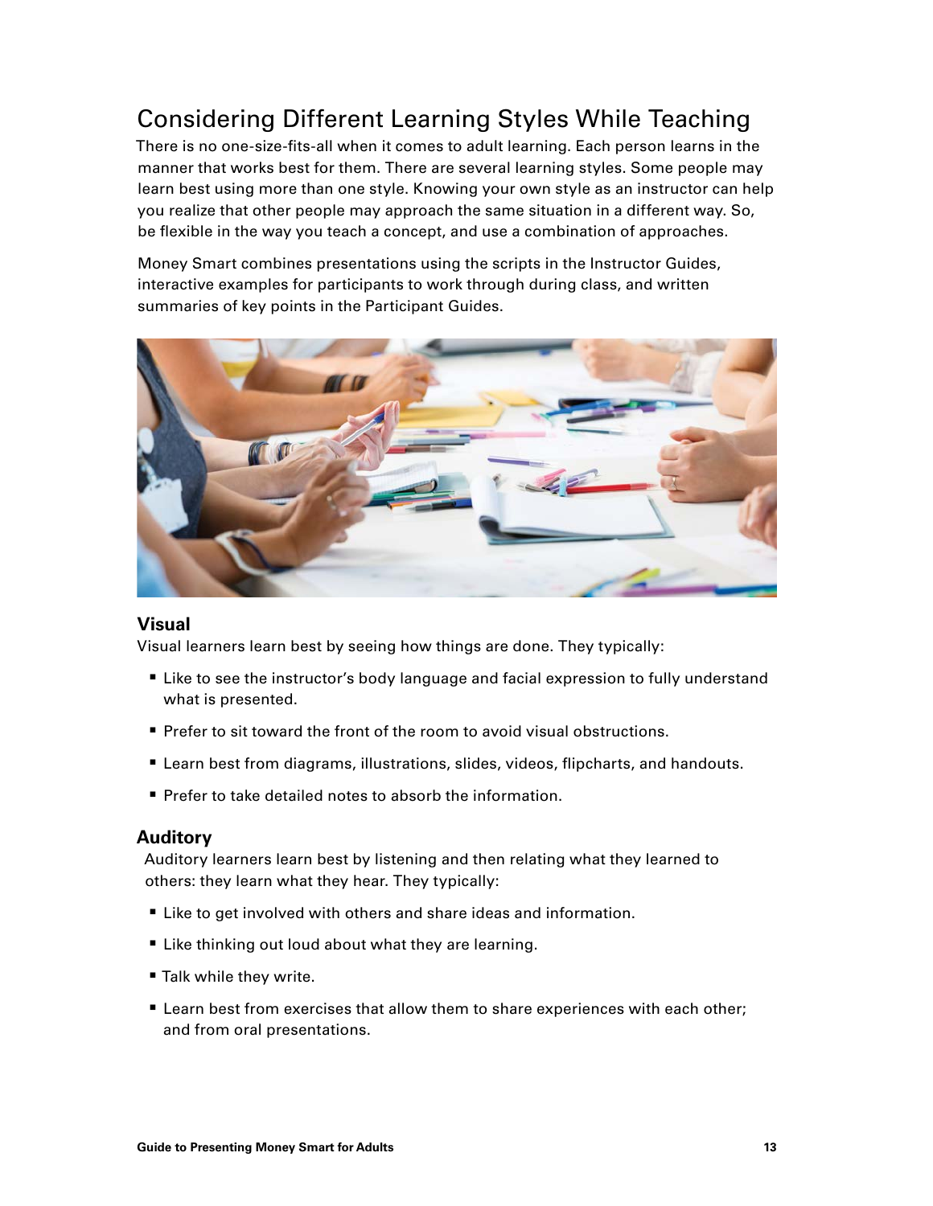## Considering Different Learning Styles While Teaching

There is no one-size-fits-all when it comes to adult learning. Each person learns in the manner that works best for them. There are several learning styles. Some people may learn best using more than one style. Knowing your own style as an instructor can help you realize that other people may approach the same situation in a different way. So, be flexible in the way you teach a concept, and use a combination of approaches.

Money Smart combines presentations using the scripts in the Instructor Guides, interactive examples for participants to work through during class, and written summaries of key points in the Participant Guides.

### Visual

Visual learners learn best by seeing how things are done. They typically:

- Like to see the instructor's body language and facial expression to fully understand what is presented.
- Prefer to sit toward the front of the room to avoid visual obstructions.
- Learn best from diagrams, illustrations, slides, videos, flipcharts, and handouts.
- Prefer to take detailed notes to absorb the information.

### Auditory

Auditory learners learn best by listening and then relating what they learned to others: they learn what they hear. They typically:

- Like to get involved with others and share ideas and information.
- Like thinking out loud about what they are learning.
- Talk while they write.
- Learn best from exercises that allow them to share experiences with each other; and from oral presentations.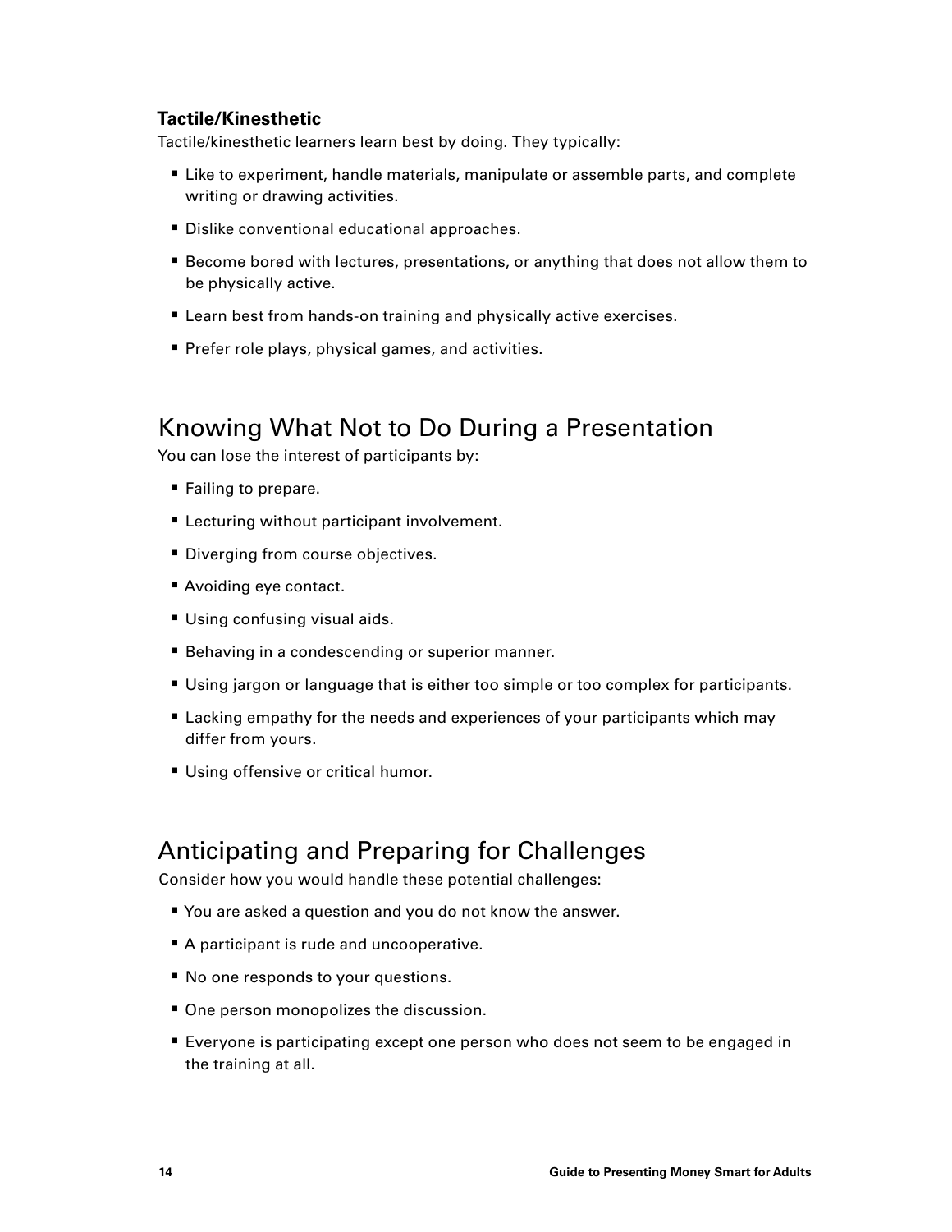### Tactile/Kinesthetic

Tactile/kinesthetic learners learn best by doing. They typically:

- Like to experiment, handle materials, manipulate or assemble parts, and complete writing or drawing activities.
- Dislike conventional educational approaches.
- Become bored with lectures, presentations, or anything that does not allow them to be physically active.
- Learn best from hands-on training and physically active exercises.
- Prefer role plays, physical games, and activities.

## Knowing What Not to Do During a Presentation

You can lose the interest of participants by:

- Failing to prepare.
- Lecturing without participant involvement.
- Diverging from course objectives.
- Avoiding eye contact.
- Using confusing visual aids.
- Behaving in a condescending or superior manner.
- Using jargon or language that is either too simple or too complex for participants.
- Lacking empathy for the needs and experiences of your participants which may differ from yours.
- Using offensive or critical humor.

## Anticipating and Preparing for Challenges

Consider how you would handle these potential challenges:

- You are asked a question and you do not know the answer.
- A participant is rude and uncooperative.
- No one responds to your questions.
- One person monopolizes the discussion.
- Everyone is participating except one person who does not seem to be engaged in the training at all.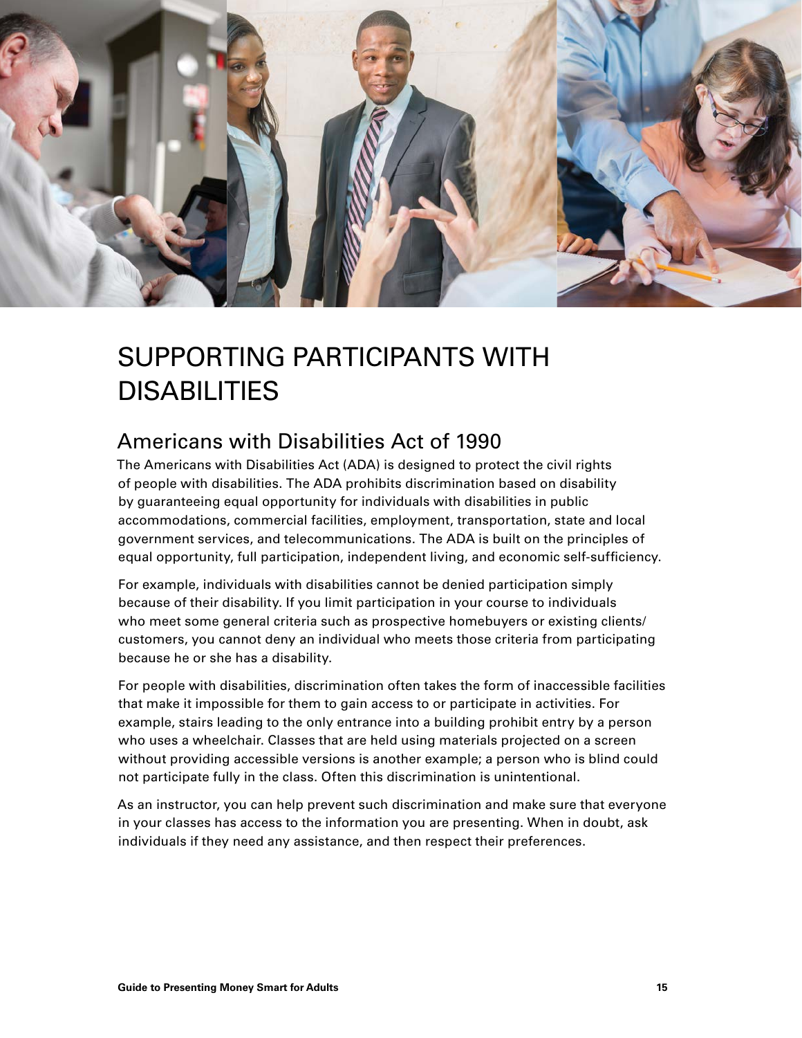# SUPPORTING PARTICIPANTS WITH DISABILITIES

## Americans with Disabilities Act of 1990

The Americans with Disabilities Act (ADA) is designed to protect the civil rights of people with disabilities. The ADA prohibits discrimination based on disability by guaranteeing equal opportunity for individuals with disabilities in public accommodations, commercial facilities, employment, transportation, state and local government services, and telecommunications. The ADA is built on the principles of equal opportunity, full participation, independent living, and economic self-sufficiency.

For example, individuals with disabilities cannot be denied participation simply because of their disability. If you limit participation in your course to individuals who meet some general criteria such as prospective homebuyers or existing clients/customers, you cannot deny an individual who meets those criteria from participating because he or she has a disability.

For people with disabilities, discrimination often takes the form of inaccessible facilities that make it impossible for them to gain access to or participate in activities. For example, stairs leading to the only entrance into a building prohibit entry by a person who uses a wheelchair. Classes that are held using materials projected on a screen without providing accessible versions is another example; a person who is blind could not participate fully in the class. Often this discrimination is unintentional.

As an instructor, you can help prevent such discrimination and make sure that everyone in your classes has access to the information you are presenting. When in doubt, ask individuals if they need any assistance, and then respect their preferences.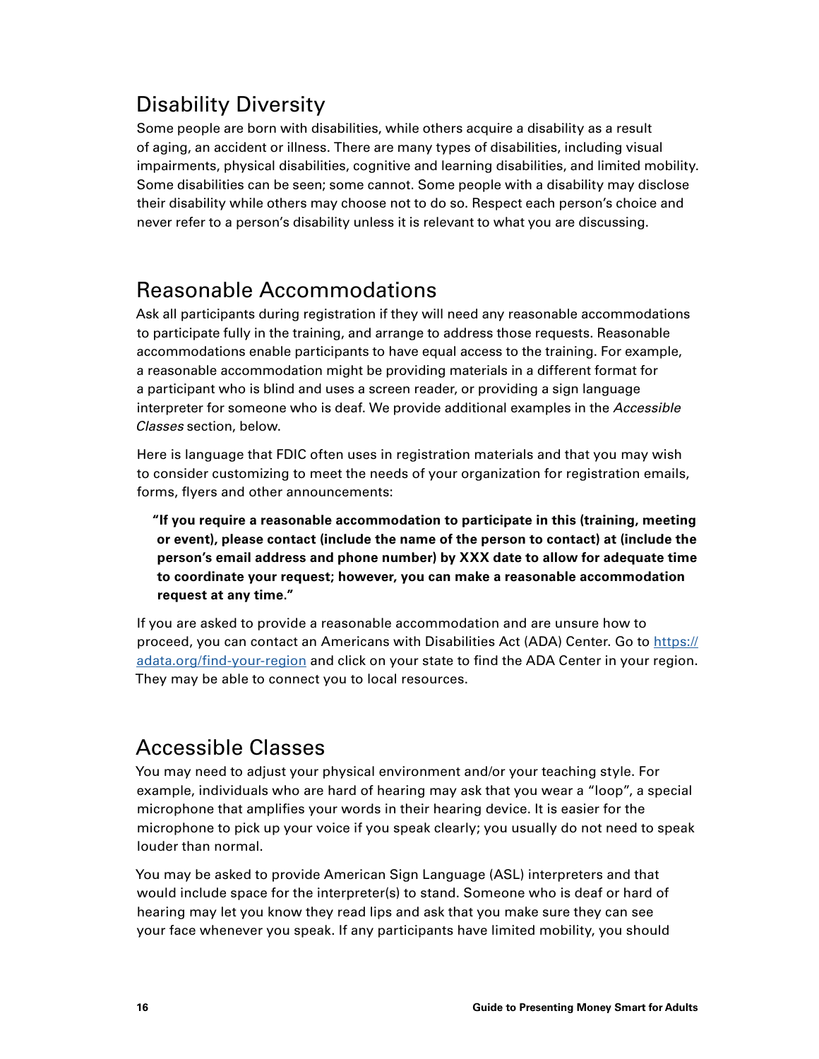## Disability Diversity

Some people are born with disabilities, while others acquire a disability as a result of aging, an accident or illness. There are many types of disabilities, including visual impairments, physical disabilities, cognitive and learning disabilities, and limited mobility. Some disabilities can be seen; some cannot. Some people with a disability may disclose their disability while others may choose not to do so. Respect each person's choice and never refer to a person's disability unless it is relevant to what you are discussing.

## Reasonable Accommodations

Ask all participants during registration if they will need any reasonable accommodations to participate fully in the training, and arrange to address those requests. Reasonable accommodations enable participants to have equal access to the training. For example, a reasonable accommodation might be providing materials in a different format for a participant who is blind and uses a screen reader, or providing a sign language interpreter for someone who is deaf. We provide additional examples in the *Accessible Classes* section, below.

Here is language that FDIC often uses in registration materials and that you may wish to consider customizing to meet the needs of your organization for registration emails, forms, flyers and other announcements:

> **"If you require a reasonable accommodation to participate in this (training, meeting or event), please contact (include the name of the person to contact) at (include the person's email address and phone number) by XXX date to allow for adequate time to coordinate your request; however, you can make a reasonable accommodation request at any time."**

If you are asked to provide a reasonable accommodation and are unsure how to proceed, you can contact an Americans with Disabilities Act (ADA) Center. Go to [https://adata.org/find-your-region](https://adata.org/find-your-region) and click on your state to find the ADA Center in your region. They may be able to connect you to local resources.

## Accessible Classes

You may need to adjust your physical environment and/or your teaching style. For example, individuals who are hard of hearing may ask that you wear a "loop", a special microphone that amplifies your words in their hearing device. It is easier for the microphone to pick up your voice if you speak clearly; you usually do not need to speak louder than normal.

You may be asked to provide American Sign Language (ASL) interpreters and that would include space for the interpreter(s) to stand. Someone who is deaf or hard of hearing may let you know they read lips and ask that you make sure they can see your face whenever you speak. If any participants have limited mobility, you should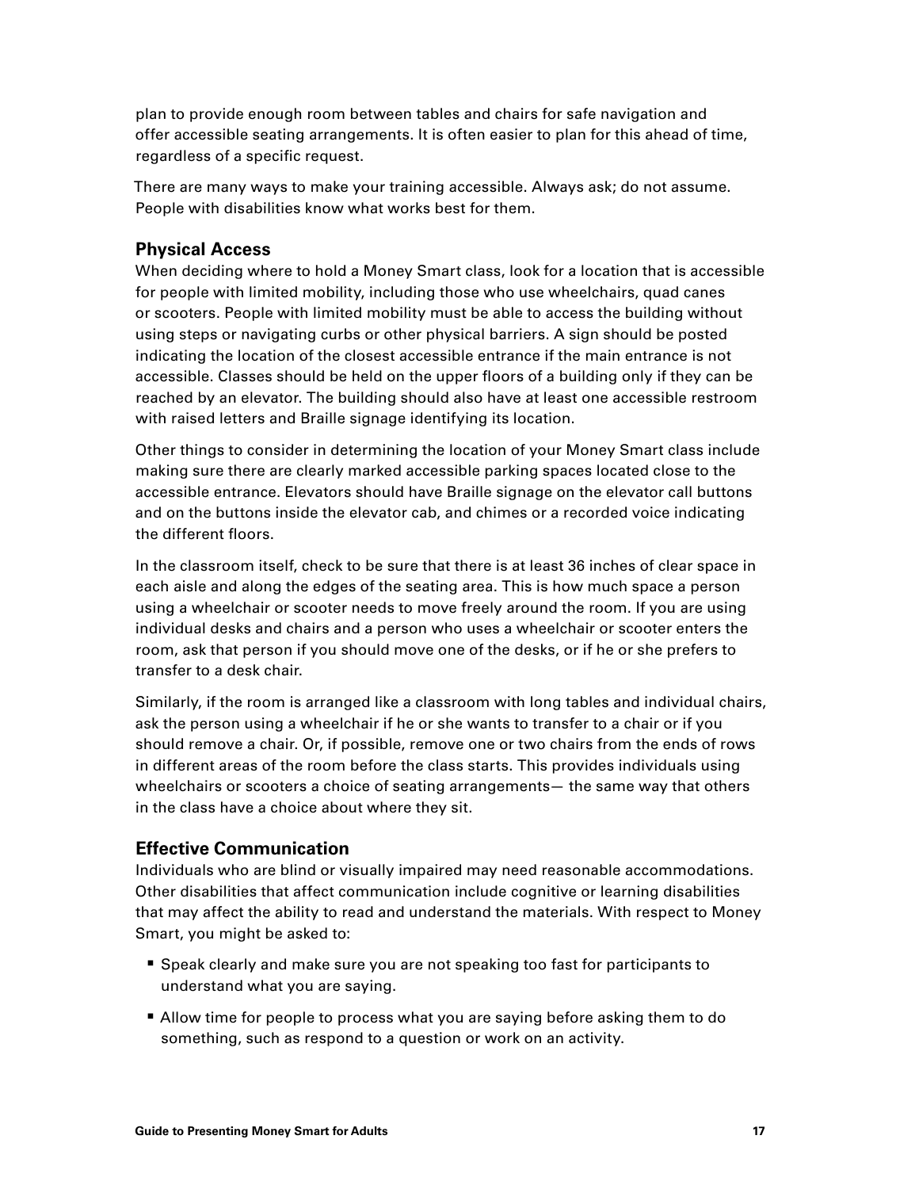plan to provide enough room between tables and chairs for safe navigation and offer accessible seating arrangements. It is often easier to plan for this ahead of time, regardless of a specific request.

There are many ways to make your training accessible. Always ask; do not assume. People with disabilities know what works best for them.

### Physical Access

When deciding where to hold a Money Smart class, look for a location that is accessible for people with limited mobility, including those who use wheelchairs, quad canes or scooters. People with limited mobility must be able to access the building without using steps or navigating curbs or other physical barriers. A sign should be posted indicating the location of the closest accessible entrance if the main entrance is not accessible. Classes should be held on the upper floors of a building only if they can be reached by an elevator. The building should also have at least one accessible restroom with raised letters and Braille signage identifying its location.

Other things to consider in determining the location of your Money Smart class include making sure there are clearly marked accessible parking spaces located close to the accessible entrance. Elevators should have Braille signage on the elevator call buttons and on the buttons inside the elevator cab, and chimes or a recorded voice indicating the different floors.

In the classroom itself, check to be sure that there is at least 36 inches of clear space in each aisle and along the edges of the seating area. This is how much space a person using a wheelchair or scooter needs to move freely around the room. If you are using individual desks and chairs and a person who uses a wheelchair or scooter enters the room, ask that person if you should move one of the desks, or if he or she prefers to transfer to a desk chair.

Similarly, if the room is arranged like a classroom with long tables and individual chairs, ask the person using a wheelchair if he or she wants to transfer to a chair or if you should remove a chair. Or, if possible, remove one or two chairs from the ends of rows in different areas of the room before the class starts. This provides individuals using wheelchairs or scooters a choice of seating arrangements— the same way that others in the class have a choice about where they sit.

### Effective Communication

Individuals who are blind or visually impaired may need reasonable accommodations. Other disabilities that affect communication include cognitive or learning disabilities that may affect the ability to read and understand the materials. With respect to Money Smart, you might be asked to:

- Speak clearly and make sure you are not speaking too fast for participants to understand what you are saying.
- Allow time for people to process what you are saying before asking them to do something, such as respond to a question or work on an activity.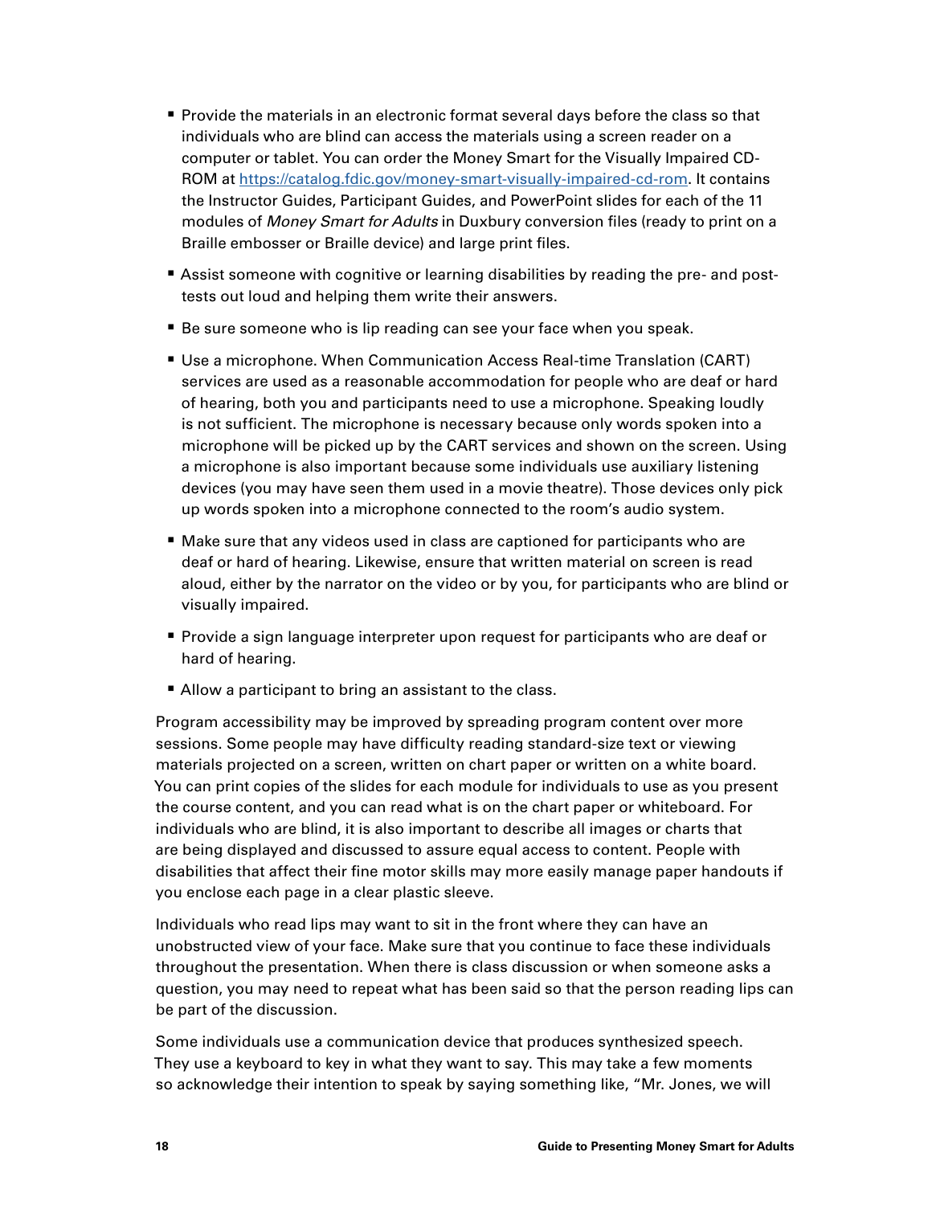- Provide the materials in an electronic format several days before the class so that individuals who are blind can access the materials using a screen reader on a computer or tablet. You can order the Money Smart for the Visually Impaired CD-ROM at [https://catalog.fdic.gov/money-smart-visually-impaired-cd-rom](https://catalog.fdic.gov/money-smart-visually-impaired-cd-rom). It contains the Instructor Guides, Participant Guides, and PowerPoint slides for each of the 11 modules of *Money Smart for Adults* in Duxbury conversion files (ready to print on a Braille embosser or Braille device) and large print files.
- Assist someone with cognitive or learning disabilities by reading the pre- and post-tests out loud and helping them write their answers.
- Be sure someone who is lip reading can see your face when you speak.
- Use a microphone. When Communication Access Real-time Translation (CART) services are used as a reasonable accommodation for people who are deaf or hard of hearing, both you and participants need to use a microphone. Speaking loudly is not sufficient. The microphone is necessary because only words spoken into a microphone will be picked up by the CART services and shown on the screen. Using a microphone is also important because some individuals use auxiliary listening devices (you may have seen them used in a movie theatre). Those devices only pick up words spoken into a microphone connected to the room's audio system.
- Make sure that any videos used in class are captioned for participants who are deaf or hard of hearing. Likewise, ensure that written material on screen is read aloud, either by the narrator on the video or by you, for participants who are blind or visually impaired.
- Provide a sign language interpreter upon request for participants who are deaf or hard of hearing.
- Allow a participant to bring an assistant to the class.

Program accessibility may be improved by spreading program content over more sessions. Some people may have difficulty reading standard-size text or viewing materials projected on a screen, written on chart paper or written on a white board. You can print copies of the slides for each module for individuals to use as you present the course content, and you can read what is on the chart paper or whiteboard. For individuals who are blind, it is also important to describe all images or charts that are being displayed and discussed to assure equal access to content. People with disabilities that affect their fine motor skills may more easily manage paper handouts if you enclose each page in a clear plastic sleeve.

Individuals who read lips may want to sit in the front where they can have an unobstructed view of your face. Make sure that you continue to face these individuals throughout the presentation. When there is class discussion or when someone asks a question, you may need to repeat what has been said so that the person reading lips can be part of the discussion.

Some individuals use a communication device that produces synthesized speech. They use a keyboard to key in what they want to say. This may take a few moments so acknowledge their intention to speak by saying something like, "Mr. Jones, we will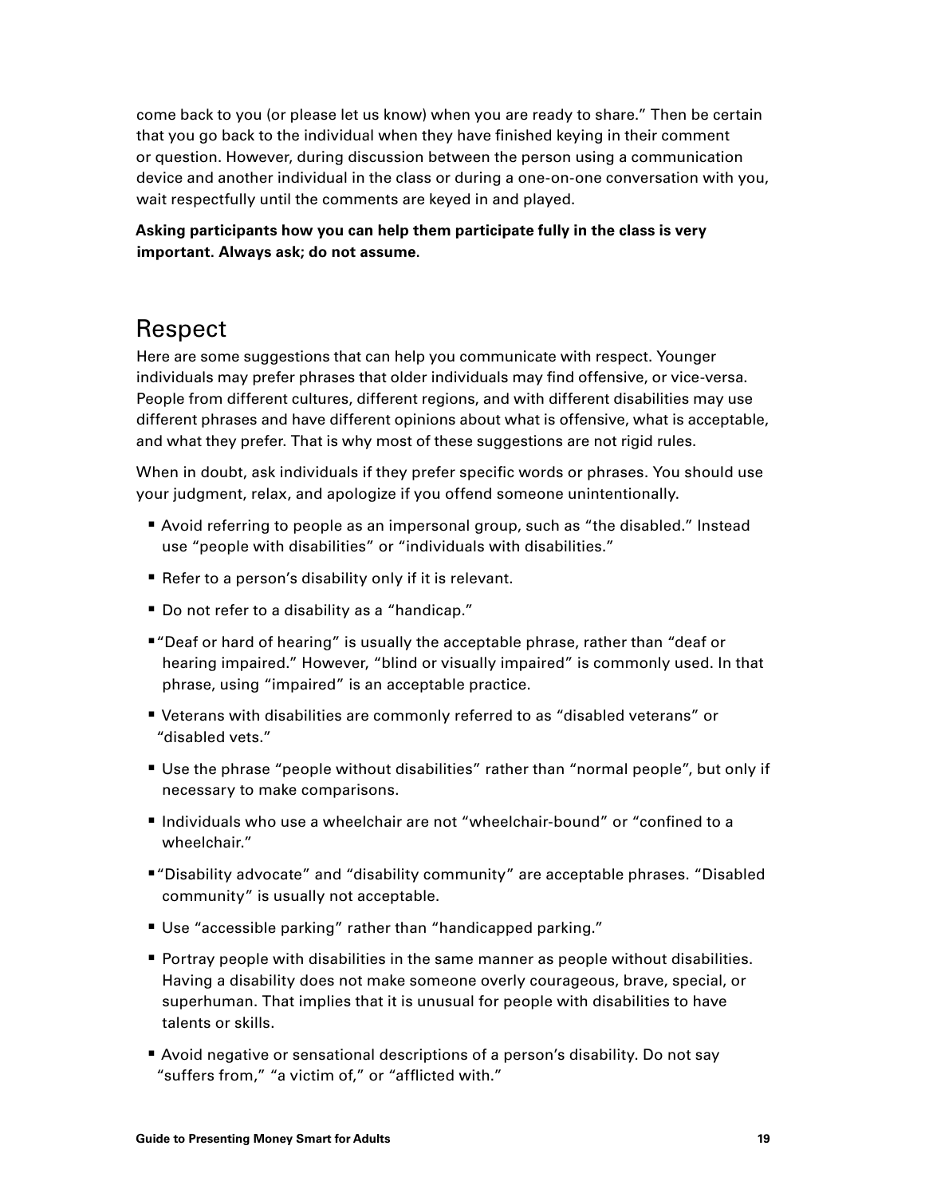come back to you (or please let us know) when you are ready to share." Then be certain that you go back to the individual when they have finished keying in their comment or question. However, during discussion between the person using a communication device and another individual in the class or during a one-on-one conversation with you, wait respectfully until the comments are keyed in and played.

**Asking participants how you can help them participate fully in the class is very important. Always ask; do not assume.**

## Respect

Here are some suggestions that can help you communicate with respect. Younger individuals may prefer phrases that older individuals may find offensive, or vice-versa. People from different cultures, different regions, and with different disabilities may use different phrases and have different opinions about what is offensive, what is acceptable, and what they prefer. That is why most of these suggestions are not rigid rules.

When in doubt, ask individuals if they prefer specific words or phrases. You should use your judgment, relax, and apologize if you offend someone unintentionally.

- Avoid referring to people as an impersonal group, such as "the disabled." Instead use "people with disabilities" or "individuals with disabilities."
- Refer to a person's disability only if it is relevant.
- Do not refer to a disability as a "handicap."
- "Deaf or hard of hearing" is usually the acceptable phrase, rather than "deaf or hearing impaired." However, "blind or visually impaired" is commonly used. In that phrase, using "impaired" is an acceptable practice.
- Veterans with disabilities are commonly referred to as "disabled veterans" or "disabled vets."
- Use the phrase "people without disabilities" rather than "normal people", but only if necessary to make comparisons.
- Individuals who use a wheelchair are not "wheelchair-bound" or "confined to a wheelchair."
- "Disability advocate" and "disability community" are acceptable phrases. "Disabled community" is usually not acceptable.
- Use "accessible parking" rather than "handicapped parking."
- Portray people with disabilities in the same manner as people without disabilities. Having a disability does not make someone overly courageous, brave, special, or superhuman. That implies that it is unusual for people with disabilities to have talents or skills.
- Avoid negative or sensational descriptions of a person's disability. Do not say "suffers from," "a victim of," or "afflicted with."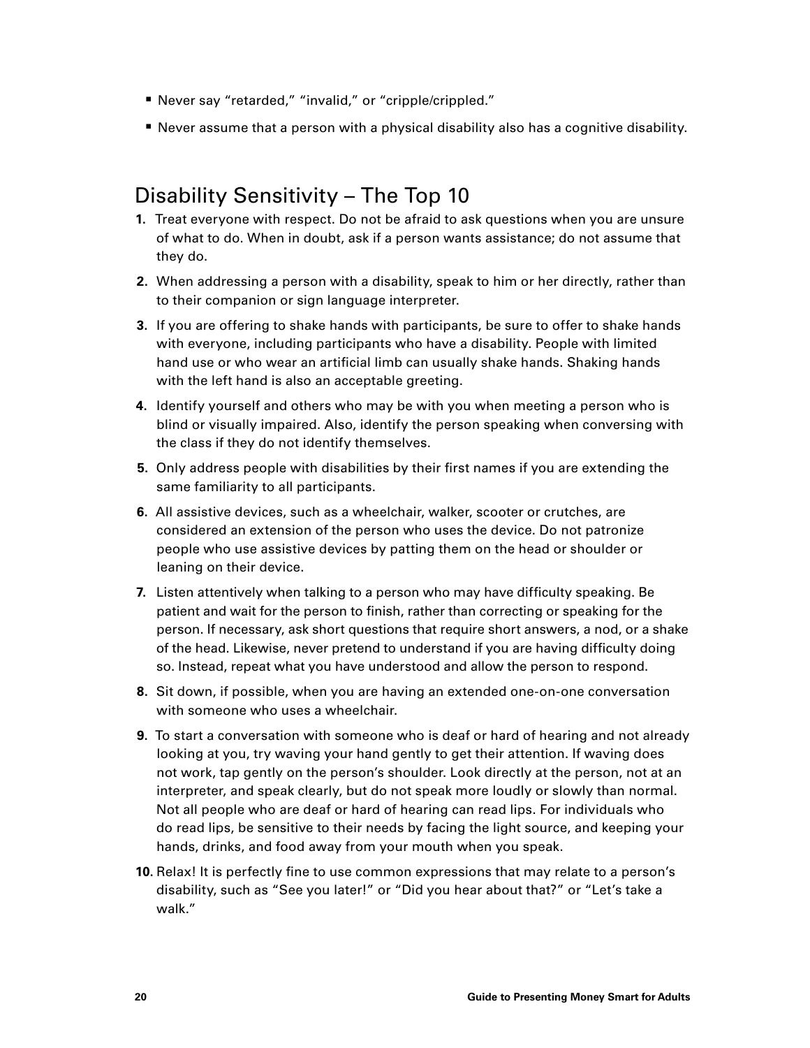- Never say “retarded,” “invalid,” or “cripple/crippled.”
- Never assume that a person with a physical disability also has a cognitive disability.

## Disability Sensitivity – The Top 10

1. Treat everyone with respect. Do not be afraid to ask questions when you are unsure of what to do. When in doubt, ask if a person wants assistance; do not assume that they do.
2. When addressing a person with a disability, speak to him or her directly, rather than to their companion or sign language interpreter.
3. If you are offering to shake hands with participants, be sure to offer to shake hands with everyone, including participants who have a disability. People with limited hand use or who wear an artificial limb can usually shake hands. Shaking hands with the left hand is also an acceptable greeting.
4. Identify yourself and others who may be with you when meeting a person who is blind or visually impaired. Also, identify the person speaking when conversing with the class if they do not identify themselves.
5. Only address people with disabilities by their first names if you are extending the same familiarity to all participants.
6. All assistive devices, such as a wheelchair, walker, scooter or crutches, are considered an extension of the person who uses the device. Do not patronize people who use assistive devices by patting them on the head or shoulder or leaning on their device.
7. Listen attentively when talking to a person who may have difficulty speaking. Be patient and wait for the person to finish, rather than correcting or speaking for the person. If necessary, ask short questions that require short answers, a nod, or a shake of the head. Likewise, never pretend to understand if you are having difficulty doing so. Instead, repeat what you have understood and allow the person to respond.
8. Sit down, if possible, when you are having an extended one-on-one conversation with someone who uses a wheelchair.
9. To start a conversation with someone who is deaf or hard of hearing and not already looking at you, try waving your hand gently to get their attention. If waving does not work, tap gently on the person’s shoulder. Look directly at the person, not at an interpreter, and speak clearly, but do not speak more loudly or slowly than normal. Not all people who are deaf or hard of hearing can read lips. For individuals who do read lips, be sensitive to their needs by facing the light source, and keeping your hands, drinks, and food away from your mouth when you speak.
10. Relax! It is perfectly fine to use common expressions that may relate to a person’s disability, such as “See you later!” or “Did you hear about that?” or “Let’s take a walk.”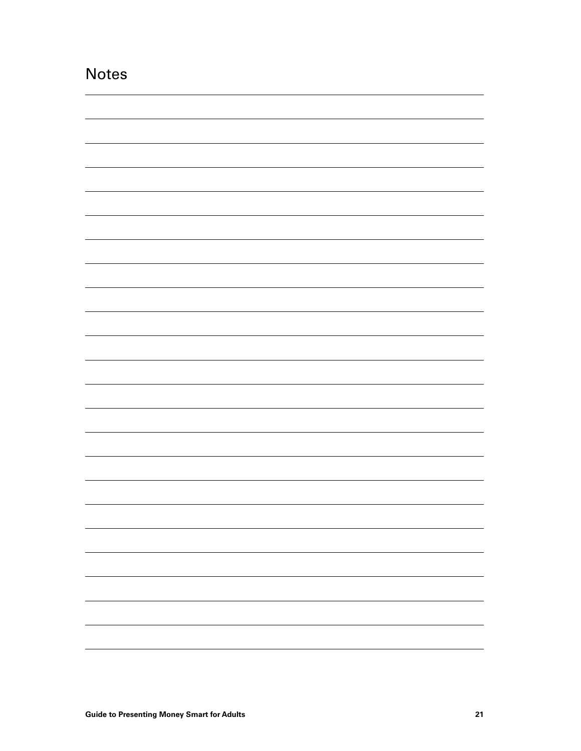## Notes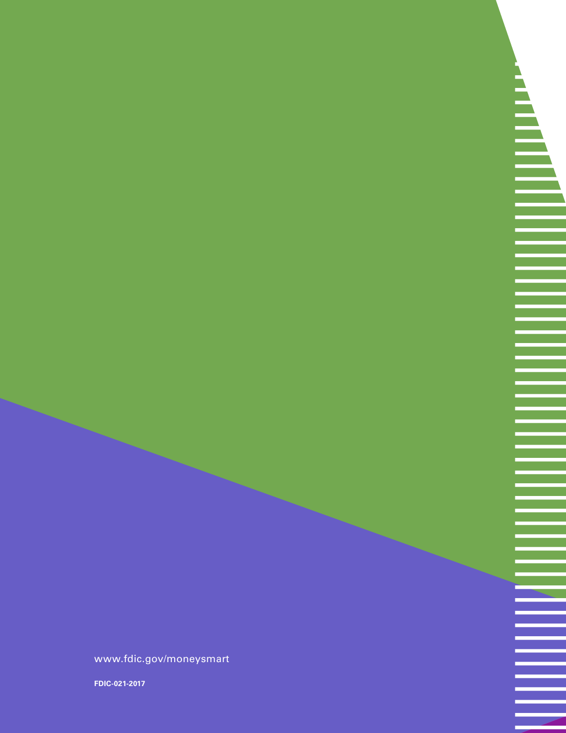www.fdic.gov/moneysmart

**FDIC-021-2017**